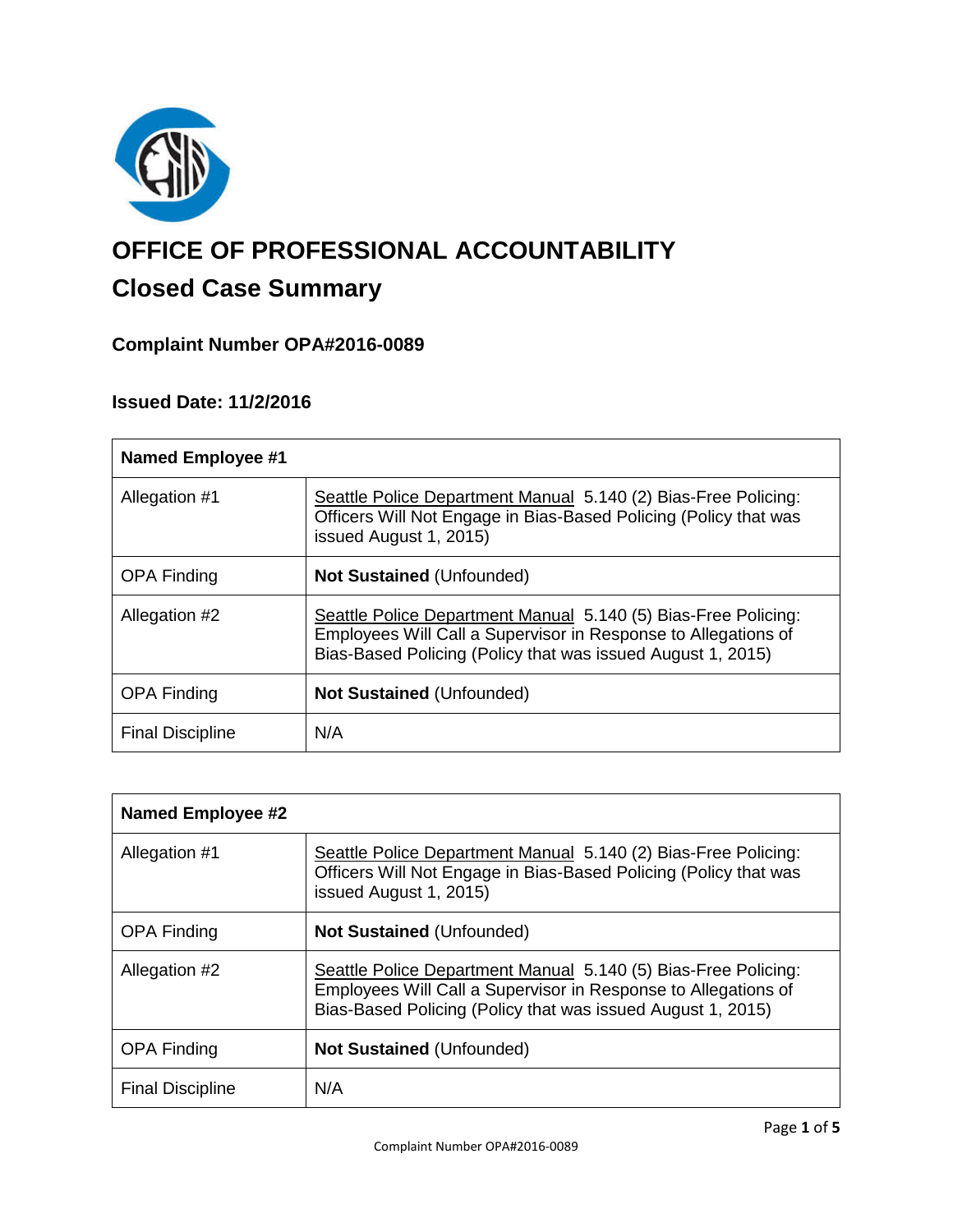# OFFICE OF PROFESSIONAL ACCOUNTABILITY

## Closed Case Summary

### Complaint Number OPA#2016-0089

### Issued Date: 11/2/2016

| **Named Employee #1** | |
|---|---|
| Allegation #1 | Seattle Police Department Manual 5.140 (2) Bias-Free Policing: Officers Will Not Engage in Bias-Based Policing (Policy that was issued August 1, 2015) |
| OPA Finding | **Not Sustained** (Unfounded) |
| Allegation #2 | Seattle Police Department Manual 5.140 (5) Bias-Free Policing: Employees Will Call a Supervisor in Response to Allegations of Bias-Based Policing (Policy that was issued August 1, 2015) |
| OPA Finding | **Not Sustained** (Unfounded) |
| Final Discipline | N/A |

| **Named Employee #2** | |
|---|---|
| Allegation #1 | Seattle Police Department Manual 5.140 (2) Bias-Free Policing: Officers Will Not Engage in Bias-Based Policing (Policy that was issued August 1, 2015) |
| OPA Finding | **Not Sustained** (Unfounded) |
| Allegation #2 | Seattle Police Department Manual 5.140 (5) Bias-Free Policing: Employees Will Call a Supervisor in Response to Allegations of Bias-Based Policing (Policy that was issued August 1, 2015) |
| OPA Finding | **Not Sustained** (Unfounded) |
| Final Discipline | N/A |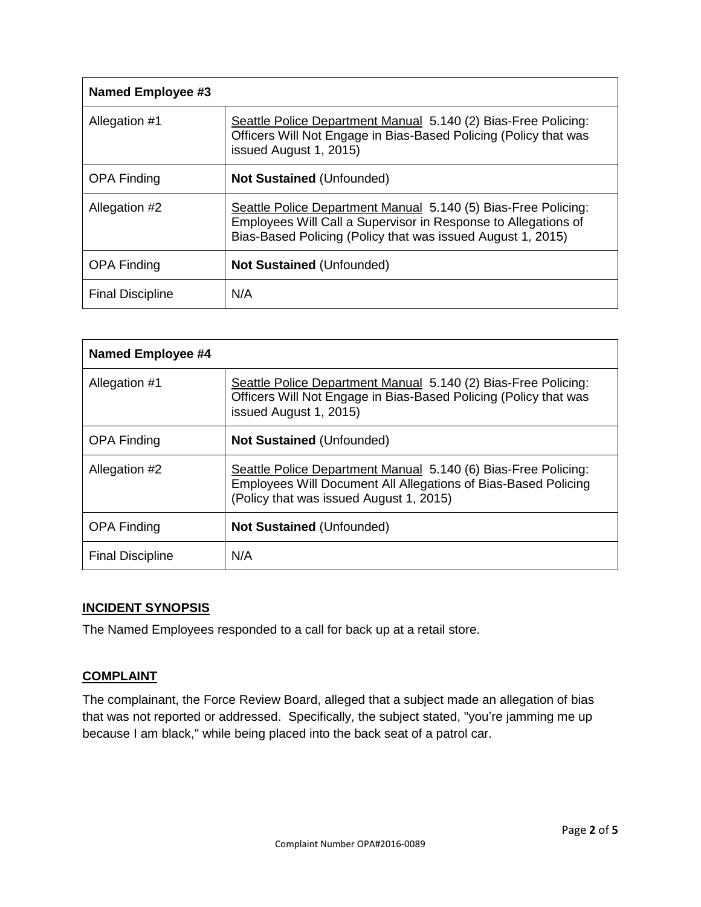| Named Employee #3 | |
|---|---|
| Allegation #1 | Seattle Police Department Manual 5.140 (2) Bias-Free Policing: Officers Will Not Engage in Bias-Based Policing (Policy that was issued August 1, 2015) |
| OPA Finding | **Not Sustained** (Unfounded) |
| Allegation #2 | Seattle Police Department Manual 5.140 (5) Bias-Free Policing: Employees Will Call a Supervisor in Response to Allegations of Bias-Based Policing (Policy that was issued August 1, 2015) |
| OPA Finding | **Not Sustained** (Unfounded) |
| Final Discipline | N/A |

| Named Employee #4 | |
|---|---|
| Allegation #1 | Seattle Police Department Manual 5.140 (2) Bias-Free Policing: Officers Will Not Engage in Bias-Based Policing (Policy that was issued August 1, 2015) |
| OPA Finding | **Not Sustained** (Unfounded) |
| Allegation #2 | Seattle Police Department Manual 5.140 (6) Bias-Free Policing: Employees Will Document All Allegations of Bias-Based Policing (Policy that was issued August 1, 2015) |
| OPA Finding | **Not Sustained** (Unfounded) |
| Final Discipline | N/A |

## INCIDENT SYNOPSIS

The Named Employees responded to a call for back up at a retail store.

## COMPLAINT

The complainant, the Force Review Board, alleged that a subject made an allegation of bias that was not reported or addressed. Specifically, the subject stated, "you're jamming me up because I am black," while being placed into the back seat of a patrol car.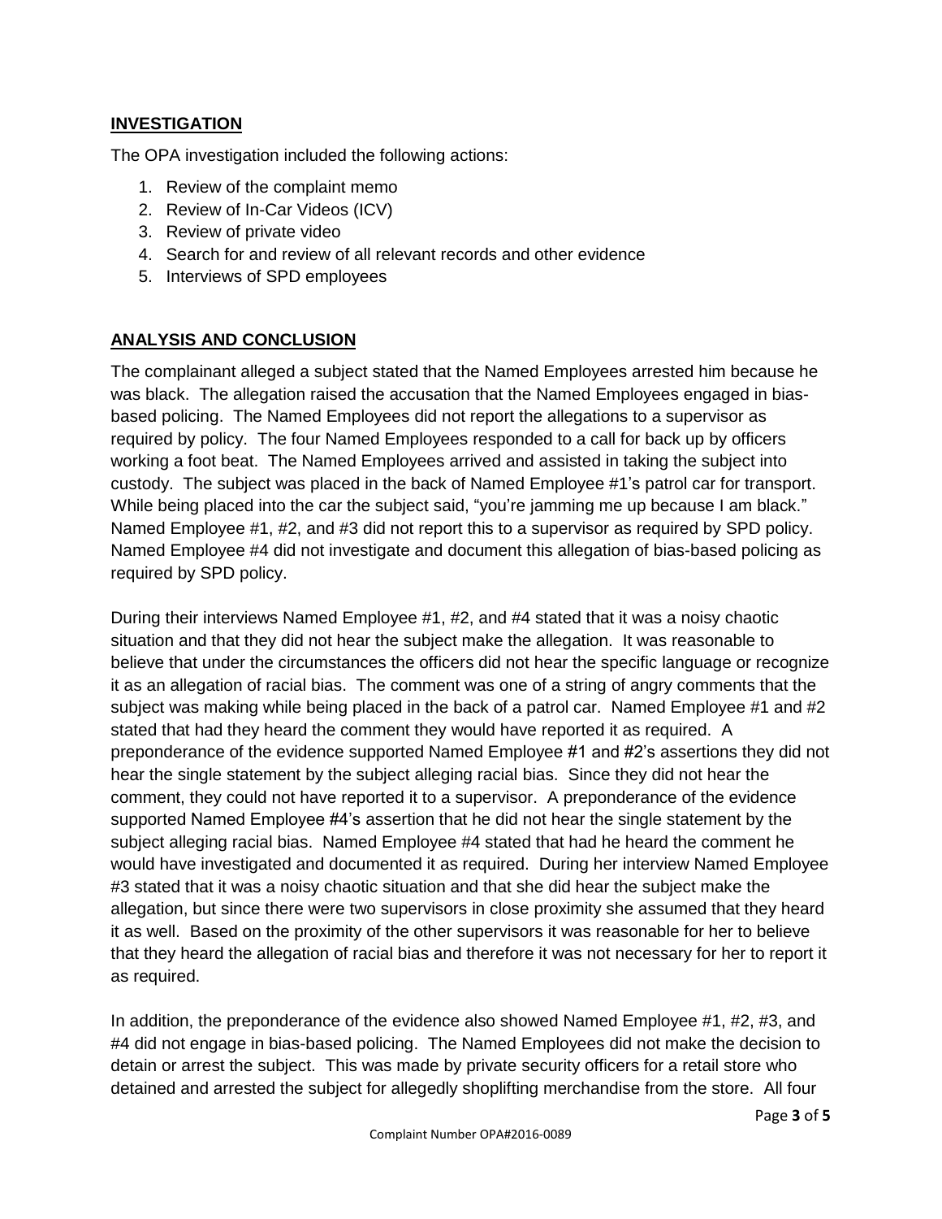## INVESTIGATION

The OPA investigation included the following actions:

1. Review of the complaint memo
2. Review of In-Car Videos (ICV)
3. Review of private video
4. Search for and review of all relevant records and other evidence
5. Interviews of SPD employees

## ANALYSIS AND CONCLUSION

The complainant alleged a subject stated that the Named Employees arrested him because he was black. The allegation raised the accusation that the Named Employees engaged in bias-based policing. The Named Employees did not report the allegations to a supervisor as required by policy. The four Named Employees responded to a call for back up by officers working a foot beat. The Named Employees arrived and assisted in taking the subject into custody. The subject was placed in the back of Named Employee #1's patrol car for transport. While being placed into the car the subject said, "you're jamming me up because I am black." Named Employee #1, #2, and #3 did not report this to a supervisor as required by SPD policy. Named Employee #4 did not investigate and document this allegation of bias-based policing as required by SPD policy.

During their interviews Named Employee #1, #2, and #4 stated that it was a noisy chaotic situation and that they did not hear the subject make the allegation. It was reasonable to believe that under the circumstances the officers did not hear the specific language or recognize it as an allegation of racial bias. The comment was one of a string of angry comments that the subject was making while being placed in the back of a patrol car. Named Employee #1 and #2 stated that had they heard the comment they would have reported it as required. A preponderance of the evidence supported Named Employee #1 and #2's assertions they did not hear the single statement by the subject alleging racial bias. Since they did not hear the comment, they could not have reported it to a supervisor. A preponderance of the evidence supported Named Employee #4's assertion that he did not hear the single statement by the subject alleging racial bias. Named Employee #4 stated that had he heard the comment he would have investigated and documented it as required. During her interview Named Employee #3 stated that it was a noisy chaotic situation and that she did hear the subject make the allegation, but since there were two supervisors in close proximity she assumed that they heard it as well. Based on the proximity of the other supervisors it was reasonable for her to believe that they heard the allegation of racial bias and therefore it was not necessary for her to report it as required.

In addition, the preponderance of the evidence also showed Named Employee #1, #2, #3, and #4 did not engage in bias-based policing. The Named Employees did not make the decision to detain or arrest the subject. This was made by private security officers for a retail store who detained and arrested the subject for allegedly shoplifting merchandise from the store. All four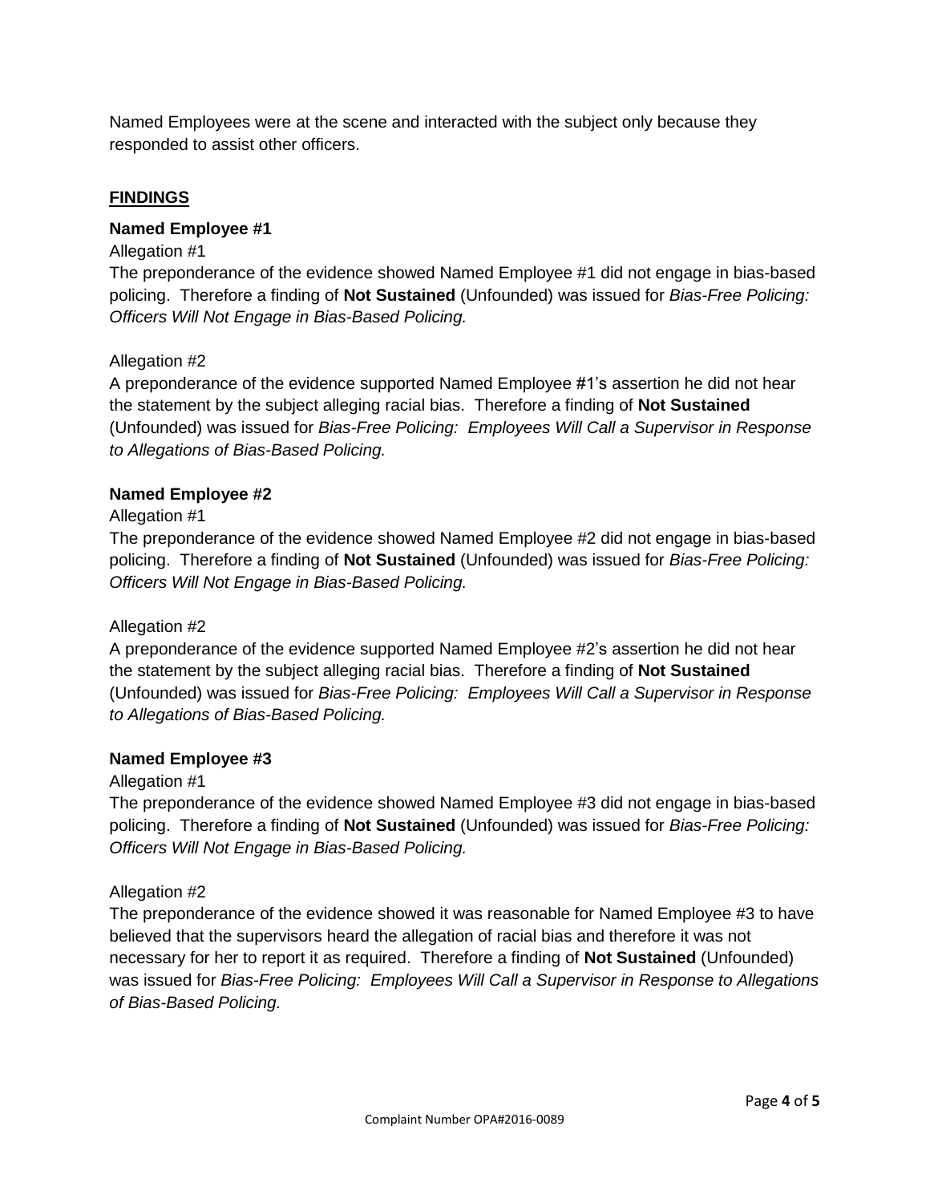Named Employees were at the scene and interacted with the subject only because they responded to assist other officers.

## FINDINGS

**Named Employee #1**

Allegation #1

The preponderance of the evidence showed Named Employee #1 did not engage in bias-based policing. Therefore a finding of **Not Sustained** (Unfounded) was issued for *Bias-Free Policing: Officers Will Not Engage in Bias-Based Policing.*

Allegation #2

A preponderance of the evidence supported Named Employee #1's assertion he did not hear the statement by the subject alleging racial bias. Therefore a finding of **Not Sustained** (Unfounded) was issued for *Bias-Free Policing: Employees Will Call a Supervisor in Response to Allegations of Bias-Based Policing.*

**Named Employee #2**

Allegation #1

The preponderance of the evidence showed Named Employee #2 did not engage in bias-based policing. Therefore a finding of **Not Sustained** (Unfounded) was issued for *Bias-Free Policing: Officers Will Not Engage in Bias-Based Policing.*

Allegation #2

A preponderance of the evidence supported Named Employee #2's assertion he did not hear the statement by the subject alleging racial bias. Therefore a finding of **Not Sustained** (Unfounded) was issued for *Bias-Free Policing: Employees Will Call a Supervisor in Response to Allegations of Bias-Based Policing.*

**Named Employee #3**

Allegation #1

The preponderance of the evidence showed Named Employee #3 did not engage in bias-based policing. Therefore a finding of **Not Sustained** (Unfounded) was issued for *Bias-Free Policing: Officers Will Not Engage in Bias-Based Policing.*

Allegation #2

The preponderance of the evidence showed it was reasonable for Named Employee #3 to have believed that the supervisors heard the allegation of racial bias and therefore it was not necessary for her to report it as required. Therefore a finding of **Not Sustained** (Unfounded) was issued for *Bias-Free Policing: Employees Will Call a Supervisor in Response to Allegations of Bias-Based Policing.*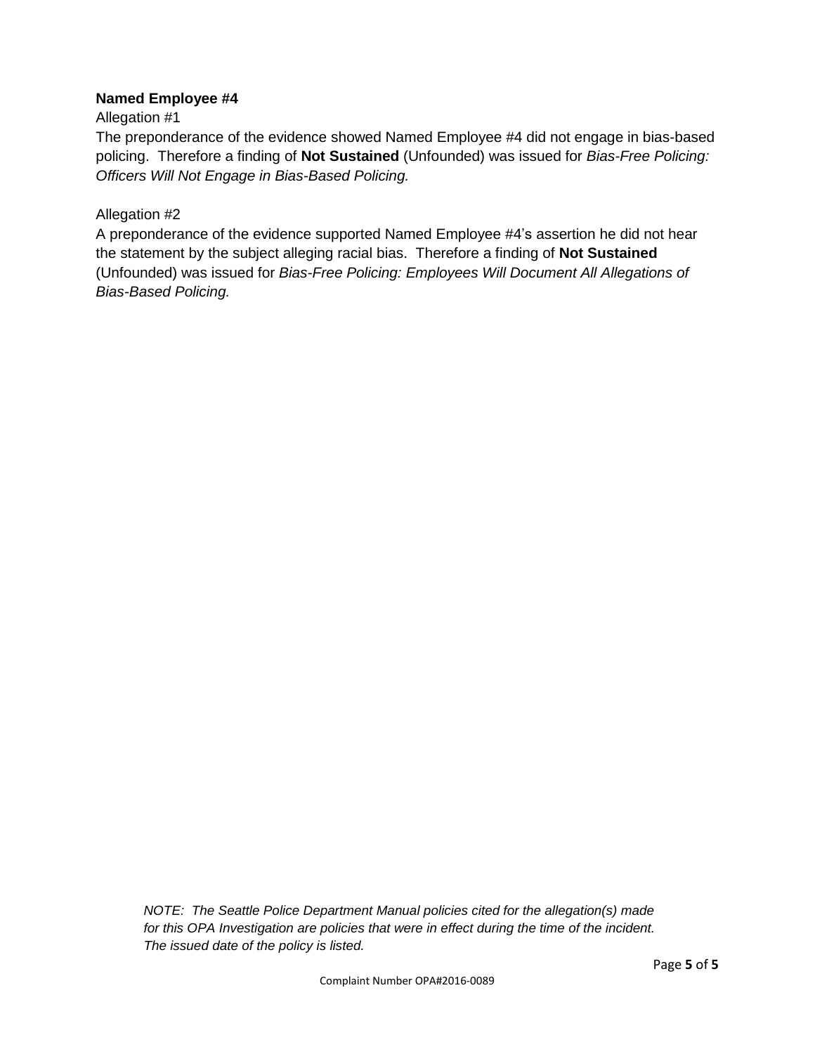**Named Employee #4**

Allegation #1

The preponderance of the evidence showed Named Employee #4 did not engage in bias-based policing. Therefore a finding of **Not Sustained** (Unfounded) was issued for *Bias-Free Policing: Officers Will Not Engage in Bias-Based Policing.*

Allegation #2

A preponderance of the evidence supported Named Employee #4's assertion he did not hear the statement by the subject alleging racial bias. Therefore a finding of **Not Sustained** (Unfounded) was issued for *Bias-Free Policing: Employees Will Document All Allegations of Bias-Based Policing.*

*NOTE: The Seattle Police Department Manual policies cited for the allegation(s) made for this OPA Investigation are policies that were in effect during the time of the incident. The issued date of the policy is listed.*

Complaint Number OPA#2016-0089